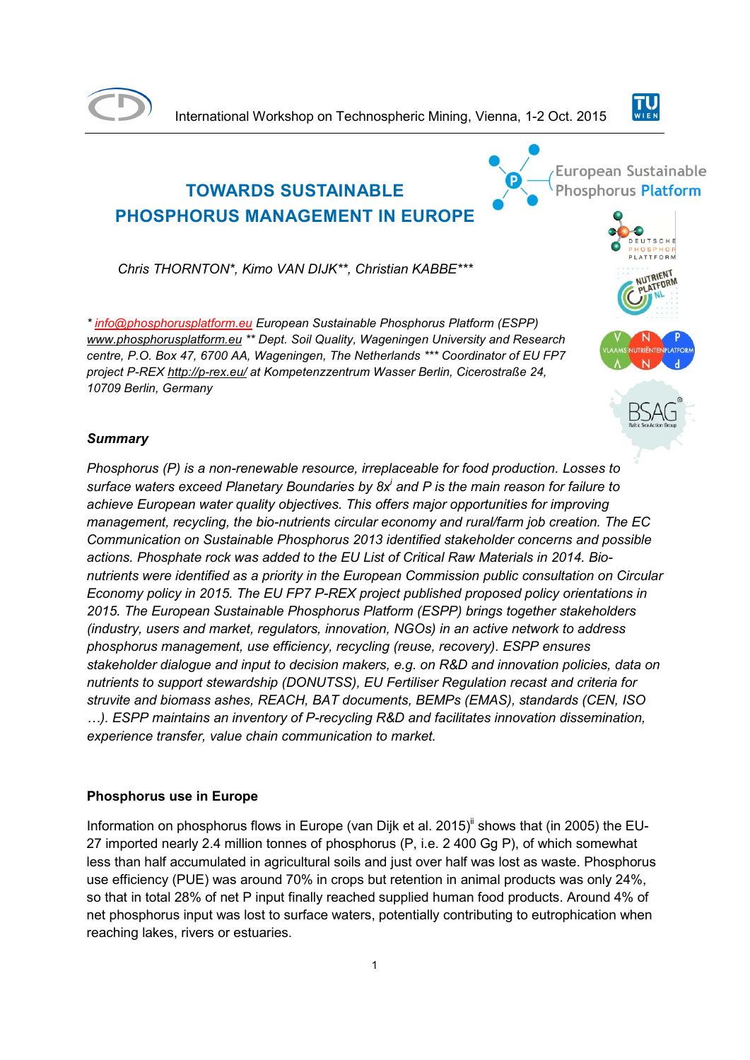International Workshop on Technospheric Mining, Vienna, 1-2 Oct. 2015

# TOWARDS SUSTAINABLE PHOSPHORUS MANAGEMENT IN EUROPE

*Chris THORNTON\*, Kimo VAN DIJK\*\*, Christian KABBE\*\*\**

*\* info@phosphorusplatform.eu European Sustainable Phosphorus Platform (ESPP) www.phosphorusplatform.eu \*\* Dept. Soil Quality, Wageningen University and Research centre, P.O. Box 47, 6700 AA, Wageningen, The Netherlands \*\*\* Coordinator of EU FP7 project P-REX http://p-rex.eu/ at Kompetenzzentrum Wasser Berlin, Cicerostraße 24, 10709 Berlin, Germany*

### Summary

*Phosphorus (P) is a non-renewable resource, irreplaceable for food production. Losses to surface waters exceed Planetary Boundaries by 8x[i] and P is the main reason for failure to achieve European water quality objectives. This offers major opportunities for improving management, recycling, the bio-nutrients circular economy and rural/farm job creation. The EC Communication on Sustainable Phosphorus 2013 identified stakeholder concerns and possible actions. Phosphate rock was added to the EU List of Critical Raw Materials in 2014. Bio-nutrients were identified as a priority in the European Commission public consultation on Circular Economy policy in 2015. The EU FP7 P-REX project published proposed policy orientations in 2015. The European Sustainable Phosphorus Platform (ESPP) brings together stakeholders (industry, users and market, regulators, innovation, NGOs) in an active network to address phosphorus management, use efficiency, recycling (reuse, recovery). ESPP ensures stakeholder dialogue and input to decision makers, e.g. on R&D and innovation policies, data on nutrients to support stewardship (DONUTSS), EU Fertiliser Regulation recast and criteria for struvite and biomass ashes, REACH, BAT documents, BEMPs (EMAS), standards (CEN, ISO …). ESPP maintains an inventory of P-recycling R&D and facilitates innovation dissemination, experience transfer, value chain communication to market.*

### Phosphorus use in Europe

Information on phosphorus flows in Europe (van Dijk et al. 2015)[ii] shows that (in 2005) the EU-27 imported nearly 2.4 million tonnes of phosphorus (P, i.e. 2 400 Gg P), of which somewhat less than half accumulated in agricultural soils and just over half was lost as waste. Phosphorus use efficiency (PUE) was around 70% in crops but retention in animal products was only 24%, so that in total 28% of net P input finally reached supplied human food products. Around 4% of net phosphorus input was lost to surface waters, potentially contributing to eutrophication when reaching lakes, rivers or estuaries.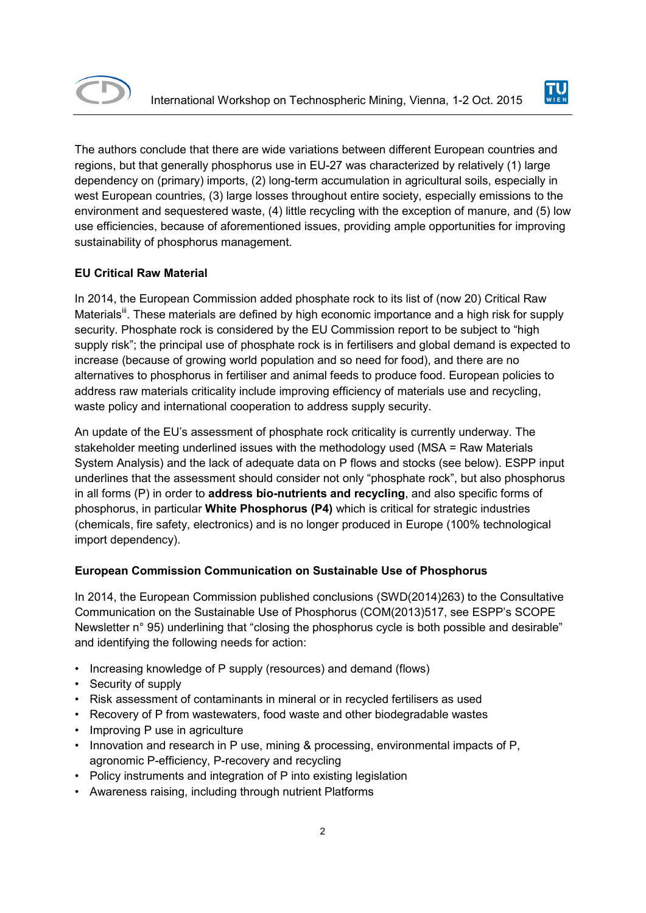The authors conclude that there are wide variations between European countries and regions, but that generally phosphorus use in EU-27 was characterized by relatively (1) large dependency on (primary) imports, (2) long-term accumulation in agricultural soils, especially in west European countries, (3) large losses throughout entire society, especially emissions to the environment and sequestered waste, (4) little recycling with the exception of manure, and (5) low use efficiencies, because of aforementioned issues, providing ample opportunities for improving sustainability of phosphorus management.

**EU Critical Raw Material**

In 2014, the European Commission added phosphate rock to its list of (now 20) Critical Raw Materials[iii]. These materials are defined by high economic importance and a high risk for supply security. Phosphate rock is considered by the EU Commission report to be subject to "high supply risk"; the principal use of phosphate rock is in fertilisers and global demand is expected to increase (because of growing world population and so need for food), and there are no alternatives to phosphorus in fertiliser and animal feeds to produce food. European policies to address raw materials criticality include improving efficiency of materials use and recycling, waste policy and international cooperation to address supply security.

An update of the EU's assessment of phosphate rock criticality is currently underway. The stakeholder meeting underlined issues with the methodology used (MSA = Raw Materials System Analysis) and the lack of adequate data on P flows and stocks (see below). ESPP input underlines that the assessment should consider not only "phosphate rock", but also phosphorus in all forms (P) in order to **address bio-nutrients and recycling**, and also specific forms of phosphorus, in particular **White Phosphorus (P4)** which is critical for strategic industries (chemicals, fire safety, electronics) and is no longer produced in Europe (100% technological import dependency).

**European Commission Communication on Sustainable Use of Phosphorus**

In 2014, the European Commission published conclusions (SWD(2014)263) to the Consultative Communication on the Sustainable Use of Phosphorus (COM(2013)517, see ESPP's SCOPE Newsletter n° 95) underlining that "closing the phosphorus cycle is both possible and desirable" and identifying the following needs for action:

- Increasing knowledge of P supply (resources) and demand (flows)
- Security of supply
- Risk assessment of contaminants in mineral or in recycled fertilisers as used
- Recovery of P from wastewaters, food waste and other biodegradable wastes
- Improving P use in agriculture
- Innovation and research in P use, mining & processing, environmental impacts of P, agronomic P-efficiency, P-recovery and recycling
- Policy instruments and integration of P into existing legislation
- Awareness raising, including through nutrient Platforms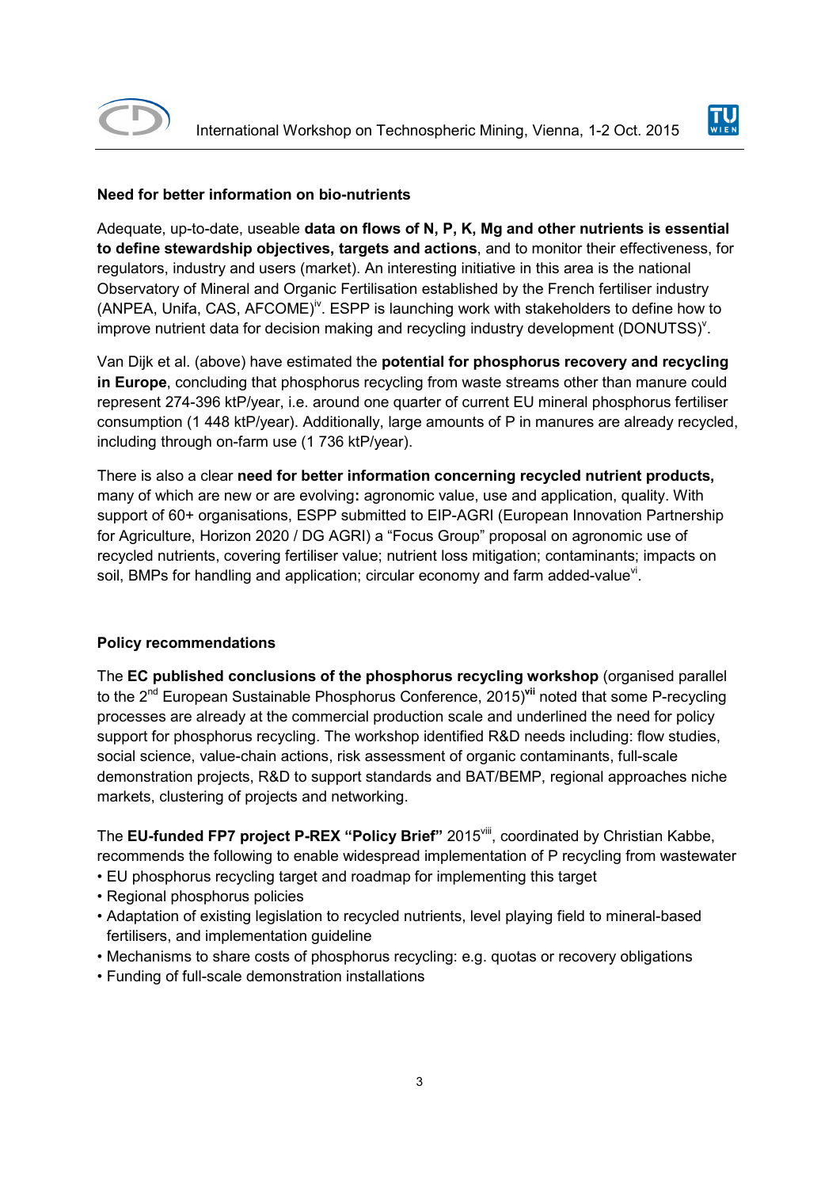**Need for better information on bio-nutrients**

Adequate, up-to-date, useable **data on flows of N, P, K, Mg and other nutrients is essential to define stewardship objectives, targets and actions**, and to monitor their effectiveness, for regulators, industry and users (market). An interesting initiative in this area is the national Observatory of Mineral and Organic Fertilisation established by the French fertiliser industry (ANPEA, Unifa, CAS, AFCOME)[iv]. ESPP is launching work with stakeholders to define how to improve nutrient data for decision making and recycling industry development (DONUTSS)[v].

Van Dijk et al. (above) have estimated the **potential for phosphorus recovery and recycling in Europe**, concluding that phosphorus recycling from waste streams other than manure could represent 274-396 ktP/year, i.e. around one quarter of current EU mineral phosphorus fertiliser consumption (1 448 ktP/year). Additionally, large amounts of P in manures are already recycled, including through on-farm use (1 736 ktP/year).

There is also a clear **need for better information concerning recycled nutrient products,** many of which are new or are evolving**:** agronomic value, use and application, quality. With support of 60+ organisations, ESPP submitted to EIP-AGRI (European Innovation Partnership for Agriculture, Horizon 2020 / DG AGRI) a "Focus Group" proposal on agronomic use of recycled nutrients, covering fertiliser value; nutrient loss mitigation; contaminants; impacts on soil, BMPs for handling and application; circular economy and farm added-value[vi].

**Policy recommendations**

The **EC published conclusions of the phosphorus recycling workshop** (organised parallel to the 2nd European Sustainable Phosphorus Conference, 2015)**[vii]** noted that some P-recycling processes are already at the commercial production scale and underlined the need for policy support for phosphorus recycling. The workshop identified R&D needs including: flow studies, social science, value-chain actions, risk assessment of organic contaminants, full-scale demonstration projects, R&D to support standards and BAT/BEMP, regional approaches niche markets, clustering of projects and networking.

The **EU-funded FP7 project P-REX "Policy Brief"** 2015[viii], coordinated by Christian Kabbe, recommends the following to enable widespread implementation of P recycling from wastewater

- EU phosphorus recycling target and roadmap for implementing this target
- Regional phosphorus policies
- Adaptation of existing legislation to recycled nutrients, level playing field to mineral-based fertilisers, and implementation guideline
- Mechanisms to share costs of phosphorus recycling: e.g. quotas or recovery obligations
- Funding of full-scale demonstration installations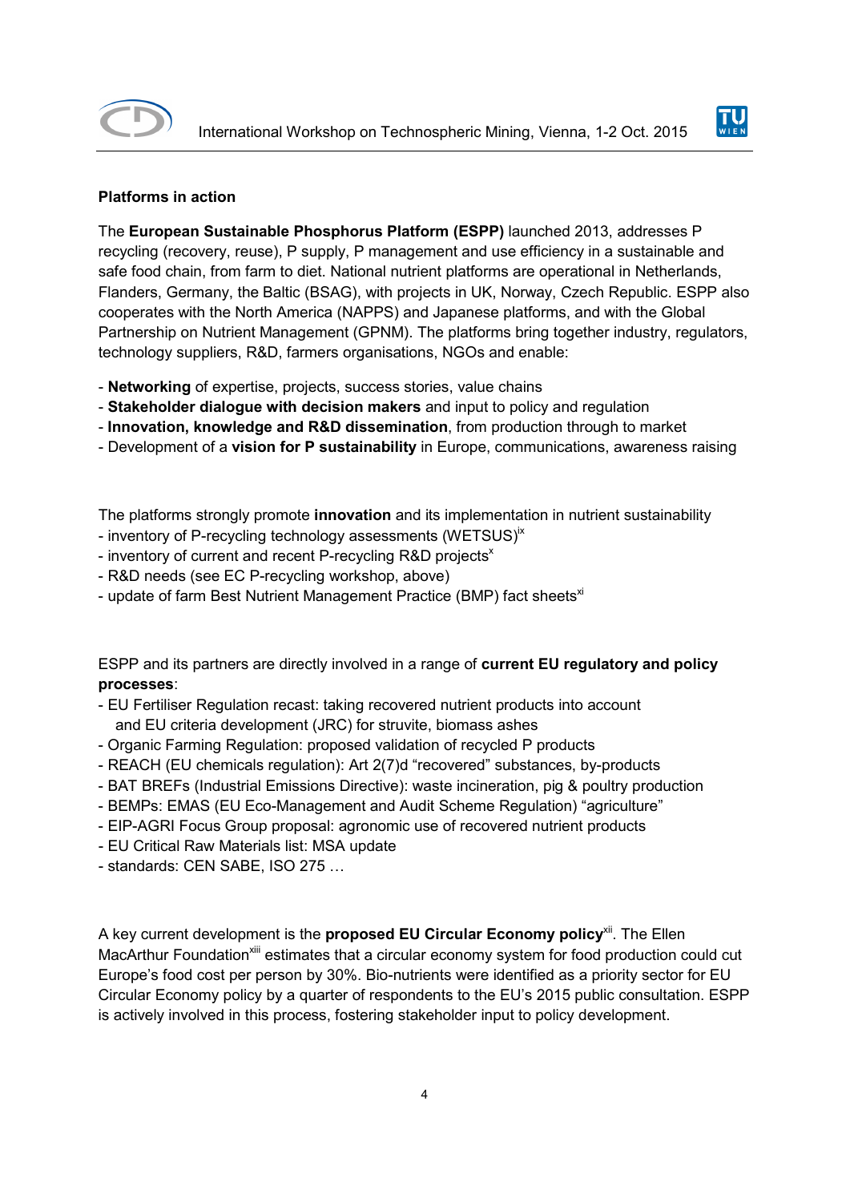**Platforms in action**

The **European Sustainable Phosphorus Platform (ESPP)** launched 2013, addresses P recycling (recovery, reuse), P supply, P management and use efficiency in a sustainable and safe food chain, from farm to diet. National nutrient platforms are operational in Netherlands, Flanders, Germany, the Baltic (BSAG), with projects in UK, Norway, Czech Republic. ESPP also cooperates with the North America (NAPPS) and Japanese platforms, and with the Global Partnership on Nutrient Management (GPNM). The platforms bring together industry, regulators, technology suppliers, R&D, farmers organisations, NGOs and enable:

- **Networking** of expertise, projects, success stories, value chains
- **Stakeholder dialogue with decision makers** and input to policy and regulation
- **Innovation, knowledge and R&D dissemination**, from production through to market
- Development of a **vision for P sustainability** in Europe, communications, awareness raising

The platforms strongly promote **innovation** and its implementation in nutrient sustainability
- inventory of P-recycling technology assessments (WETSUS)[ix]
- inventory of current and recent P-recycling R&D projects[x]
- R&D needs (see EC P-recycling workshop, above)
- update of farm Best Nutrient Management Practice (BMP) fact sheets[xi]

ESPP and its partners are directly involved in a range of **current EU regulatory and policy processes**:
- EU Fertiliser Regulation recast: taking recovered nutrient products into account and EU criteria development (JRC) for struvite, biomass ashes
- Organic Farming Regulation: proposed validation of recycled P products
- REACH (EU chemicals regulation): Art 2(7)d "recovered" substances, by-products
- BAT BREFs (Industrial Emissions Directive): waste incineration, pig & poultry production
- BEMPs: EMAS (EU Eco-Management and Audit Scheme Regulation) "agriculture"
- EIP-AGRI Focus Group proposal: agronomic use of recovered nutrient products
- EU Critical Raw Materials list: MSA update
- standards: CEN SABE, ISO 275 …

A key current development is the **proposed EU Circular Economy policy**[xii]. The Ellen MacArthur Foundation[xiii] estimates that a circular economy system for food production could cut Europe's food cost per person by 30%. Bio-nutrients were identified as a priority sector for EU Circular Economy policy by a quarter of respondents to the EU's 2015 public consultation. ESPP is actively involved in this process, fostering stakeholder input to policy development.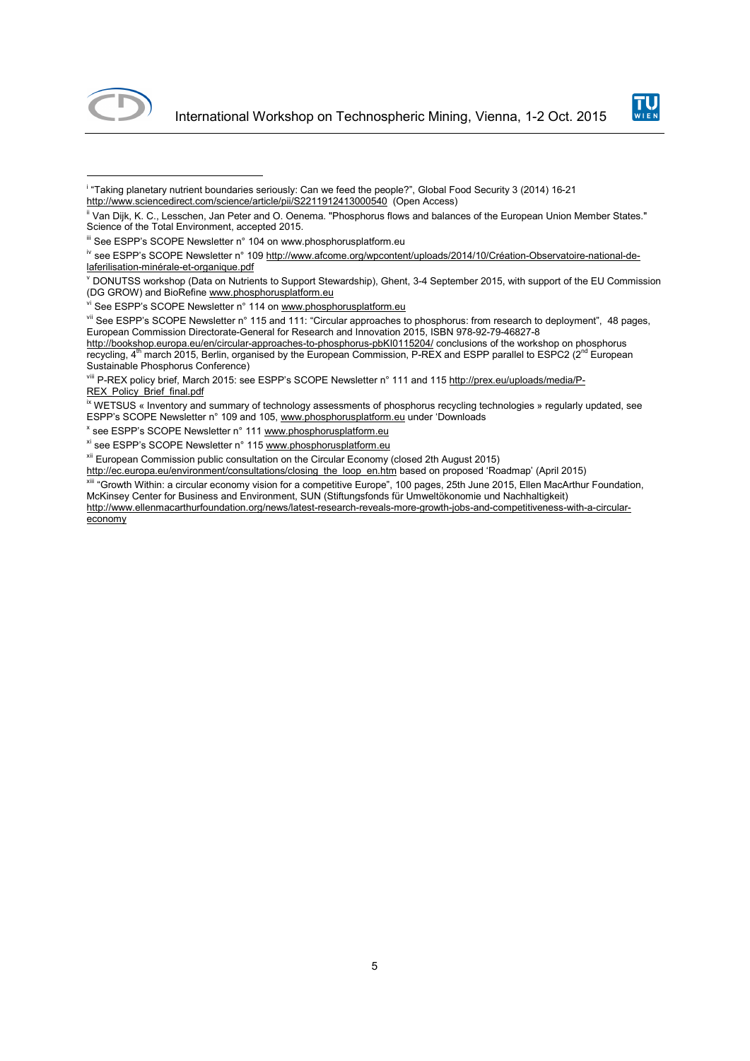[i] "Taking planetary nutrient boundaries seriously: Can we feed the people?", Global Food Security 3 (2014) 16-21 http://www.sciencedirect.com/science/article/pii/S2211912413000540 (Open Access)

[ii] Van Dijk, K. C., Lesschen, Jan Peter and O. Oenema. "Phosphorus flows and balances of the European Union Member States." Science of the Total Environment, accepted 2015.

[iii] See ESPP's SCOPE Newsletter n° 104 on www.phosphorusplatform.eu

[iv] see ESPP's SCOPE Newsletter n° 109 http://www.afcome.org/wpcontent/uploads/2014/10/Création-Observatoire-national-de-laferilisation-minérale-et-organique.pdf

[v] DONUTSS workshop (Data on Nutrients to Support Stewardship), Ghent, 3-4 September 2015, with support of the EU Commission (DG GROW) and BioRefine www.phosphorusplatform.eu

[vi] See ESPP's SCOPE Newsletter n° 114 on www.phosphorusplatform.eu

[vii] See ESPP's SCOPE Newsletter n° 115 and 111: "Circular approaches to phosphorus: from research to deployment", 48 pages, European Commission Directorate-General for Research and Innovation 2015, ISBN 978-92-79-46827-8 http://bookshop.europa.eu/en/circular-approaches-to-phosphorus-pbKI0115204/ conclusions of the workshop on phosphorus recycling, 4th march 2015, Berlin, organised by the European Commission, P-REX and ESPP parallel to ESPC2 (2nd European Sustainable Phosphorus Conference)

[viii] P-REX policy brief, March 2015: see ESPP's SCOPE Newsletter n° 111 and 115 http://prex.eu/uploads/media/P-REX_Policy_Brief_final.pdf

[ix] WETSUS « Inventory and summary of technology assessments of phosphorus recycling technologies » regularly updated, see ESPP's SCOPE Newsletter n° 109 and 105, www.phosphorusplatform.eu under 'Downloads

[x] see ESPP's SCOPE Newsletter n° 111 www.phosphorusplatform.eu

[xi] see ESPP's SCOPE Newsletter n° 115 www.phosphorusplatform.eu

[xii] European Commission public consultation on the Circular Economy (closed 2th August 2015) http://ec.europa.eu/environment/consultations/closing_the_loop_en.htm based on proposed 'Roadmap' (April 2015)

[xiii] "Growth Within: a circular economy vision for a competitive Europe", 100 pages, 25th June 2015, Ellen MacArthur Foundation, McKinsey Center for Business and Environment, SUN (Stiftungsfonds für Umweltökonomie und Nachhaltigkeit) http://www.ellenmacarthurfoundation.org/news/latest-research-reveals-more-growth-jobs-and-competitiveness-with-a-circular-economy